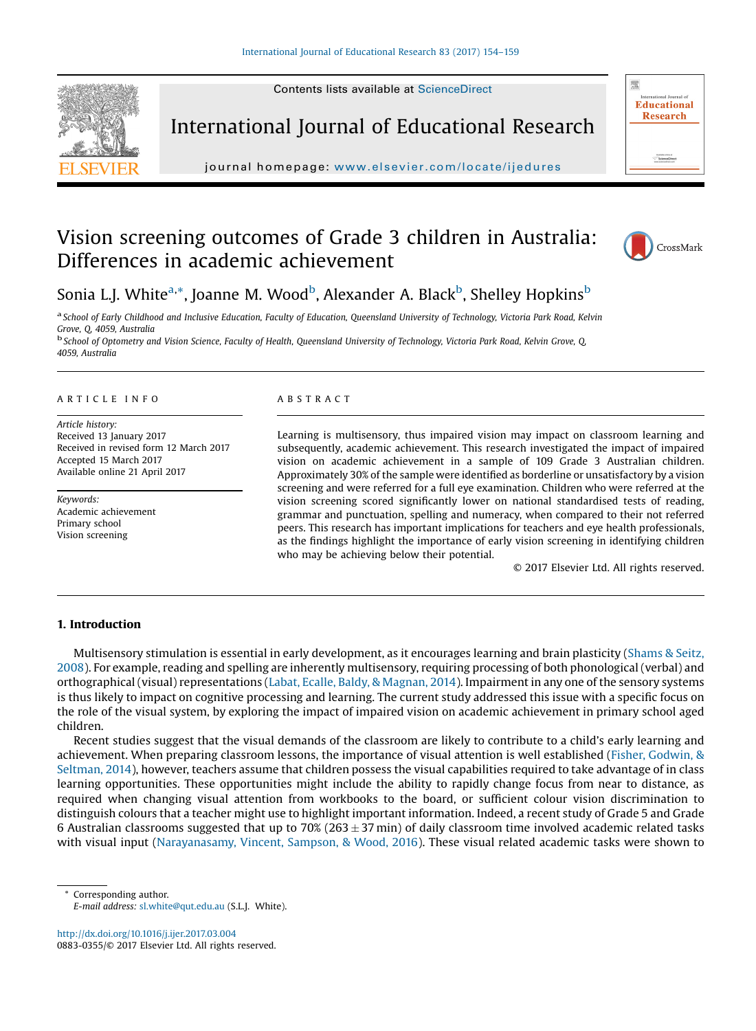# Vision screening outcomes of Grade 3 children in Australia: Differences in academic achievement

Sonia L.J. White[a,*], Joanne M. Wood[b], Alexander A. Black[b], Shelley Hopkins[b]

[a] School of Early Childhood and Inclusive Education, Faculty of Education, Queensland University of Technology, Victoria Park Road, Kelvin Grove, Q, 4059, Australia

[b] School of Optometry and Vision Science, Faculty of Health, Queensland University of Technology, Victoria Park Road, Kelvin Grove, Q, 4059, Australia

## ARTICLE INFO

*Article history:*
Received 13 January 2017
Received in revised form 12 March 2017
Accepted 15 March 2017
Available online 21 April 2017

*Keywords:*
Academic achievement
Primary school
Vision screening

## ABSTRACT

Learning is multisensory, thus impaired vision may impact on classroom learning and subsequently, academic achievement. This research investigated the impact of impaired vision on academic achievement in a sample of 109 Grade 3 Australian children. Approximately 30% of the sample were identified as borderline or unsatisfactory by a vision screening and were referred for a full eye examination. Children who were referred at the vision screening scored significantly lower on national standardised tests of reading, grammar and punctuation, spelling and numeracy, when compared to their not referred peers. This research has important implications for teachers and eye health professionals, as the findings highlight the importance of early vision screening in identifying children who may be achieving below their potential.

© 2017 Elsevier Ltd. All rights reserved.

## 1. Introduction

Multisensory stimulation is essential in early development, as it encourages learning and brain plasticity (Shams & Seitz, 2008). For example, reading and spelling are inherently multisensory, requiring processing of both phonological (verbal) and orthographical (visual) representations (Labat, Ecalle, Baldy, & Magnan, 2014). Impairment in any one of the sensory systems is thus likely to impact on cognitive processing and learning. The current study addressed this issue with a specific focus on the role of the visual system, by exploring the impact of impaired vision on academic achievement in primary school aged children.

Recent studies suggest that the visual demands of the classroom are likely to contribute to a child's early learning and achievement. When preparing classroom lessons, the importance of visual attention is well established (Fisher, Godwin, & Seltman, 2014), however, teachers assume that children possess the visual capabilities required to take advantage of in class learning opportunities. These opportunities might include the ability to rapidly change focus from near to distance, as required when changing visual attention from workbooks to the board, or sufficient colour vision discrimination to distinguish colours that a teacher might use to highlight important information. Indeed, a recent study of Grade 5 and Grade 6 Australian classrooms suggested that up to 70% ($263 \pm 37$ min) of daily classroom time involved academic related tasks with visual input (Narayanasamy, Vincent, Sampson, & Wood, 2016). These visual related academic tasks were shown to

* Corresponding author.
*E-mail address:* sl.white@qut.edu.au (S.L.J. White).

http://dx.doi.org/10.1016/j.ijer.2017.03.004
0883-0355/© 2017 Elsevier Ltd. All rights reserved.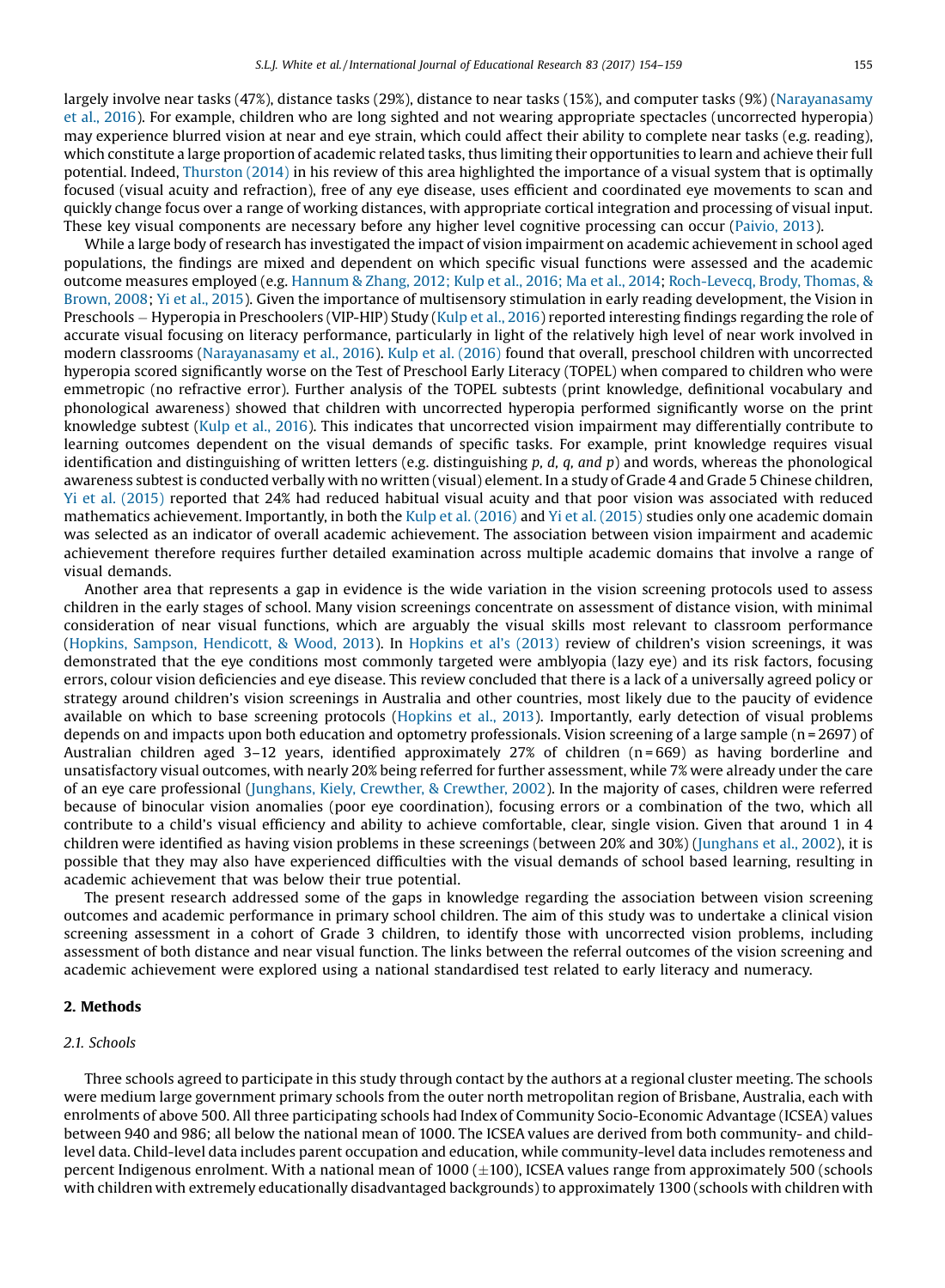largely involve near tasks (47%), distance tasks (29%), distance to near tasks (15%), and computer tasks (9%) (Narayanasamy et al., 2016). For example, children who are long sighted and not wearing appropriate spectacles (uncorrected hyperopia) may experience blurred vision at near and eye strain, which could affect their ability to complete near tasks (e.g. reading), which constitute a large proportion of academic related tasks, thus limiting their opportunities to learn and achieve their full potential. Indeed, Thurston (2014) in his review of this area highlighted the importance of a visual system that is optimally focused (visual acuity and refraction), free of any eye disease, uses efficient and coordinated eye movements to scan and quickly change focus over a range of working distances, with appropriate cortical integration and processing of visual input. These key visual components are necessary before any higher level cognitive processing can occur (Paivio, 2013).

While a large body of research has investigated the impact of vision impairment on academic achievement in school aged populations, the findings are mixed and dependent on which specific visual functions were assessed and the academic outcome measures employed (e.g. Hannum & Zhang, 2012; Kulp et al., 2016; Ma et al., 2014; Roch-Levecq, Brody, Thomas, & Brown, 2008; Yi et al., 2015). Given the importance of multisensory stimulation in early reading development, the Vision in Preschools – Hyperopia in Preschoolers (VIP-HIP) Study (Kulp et al., 2016) reported interesting findings regarding the role of accurate visual focusing on literacy performance, particularly in light of the relatively high level of near work involved in modern classrooms (Narayanasamy et al., 2016). Kulp et al. (2016) found that overall, preschool children with uncorrected hyperopia scored significantly worse on the Test of Preschool Early Literacy (TOPEL) when compared to children who were emmetropic (no refractive error). Further analysis of the TOPEL subtests (print knowledge, definitional vocabulary and phonological awareness) showed that children with uncorrected hyperopia performed significantly worse on the print knowledge subtest (Kulp et al., 2016). This indicates that uncorrected vision impairment may differentially contribute to learning outcomes dependent on the visual demands of specific tasks. For example, print knowledge requires visual identification and distinguishing of written letters (e.g. distinguishing *p, d, q, and p*) and words, whereas the phonological awareness subtest is conducted verbally with no written (visual) element. In a study of Grade 4 and Grade 5 Chinese children, Yi et al. (2015) reported that 24% had reduced habitual visual acuity and that poor vision was associated with reduced mathematics achievement. Importantly, in both the Kulp et al. (2016) and Yi et al. (2015) studies only one academic domain was selected as an indicator of overall academic achievement. The association between vision impairment and academic achievement therefore requires further detailed examination across multiple academic domains that involve a range of visual demands.

Another area that represents a gap in evidence is the wide variation in the vision screening protocols used to assess children in the early stages of school. Many vision screenings concentrate on assessment of distance vision, with minimal consideration of near visual functions, which are arguably the visual skills most relevant to classroom performance (Hopkins, Sampson, Hendicott, & Wood, 2013). In Hopkins et al's (2013) review of children's vision screenings, it was demonstrated that the eye conditions most commonly targeted were amblyopia (lazy eye) and its risk factors, focusing errors, colour vision deficiencies and eye disease. This review concluded that there is a lack of a universally agreed policy or strategy around children's vision screenings in Australia and other countries, most likely due to the paucity of evidence available on which to base screening protocols (Hopkins et al., 2013). Importantly, early detection of visual problems depends on and impacts upon both education and optometry professionals. Vision screening of a large sample (n = 2697) of Australian children aged 3–12 years, identified approximately 27% of children (n = 669) as having borderline and unsatisfactory visual outcomes, with nearly 20% being referred for further assessment, while 7% were already under the care of an eye care professional (Junghans, Kiely, Crewther, & Crewther, 2002). In the majority of cases, children were referred because of binocular vision anomalies (poor eye coordination), focusing errors or a combination of the two, which all contribute to a child's visual efficiency and ability to achieve comfortable, clear, single vision. Given that around 1 in 4 children were identified as having vision problems in these screenings (between 20% and 30%) (Junghans et al., 2002), it is possible that they may also have experienced difficulties with the visual demands of school based learning, resulting in academic achievement that was below their true potential.

The present research addressed some of the gaps in knowledge regarding the association between vision screening outcomes and academic performance in primary school children. The aim of this study was to undertake a clinical vision screening assessment in a cohort of Grade 3 children, to identify those with uncorrected vision problems, including assessment of both distance and near visual function. The links between the referral outcomes of the vision screening and academic achievement were explored using a national standardised test related to early literacy and numeracy.

## 2. Methods

### 2.1. Schools

Three schools agreed to participate in this study through contact by the authors at a regional cluster meeting. The schools were medium large government primary schools from the outer north metropolitan region of Brisbane, Australia, each with enrolments of above 500. All three participating schools had Index of Community Socio-Economic Advantage (ICSEA) values between 940 and 986; all below the national mean of 1000. The ICSEA values are derived from both community- and child-level data. Child-level data includes parent occupation and education, while community-level data includes remoteness and percent Indigenous enrolment. With a national mean of 1000 ($\pm$100), ICSEA values range from approximately 500 (schools with children with extremely educationally disadvantaged backgrounds) to approximately 1300 (schools with children with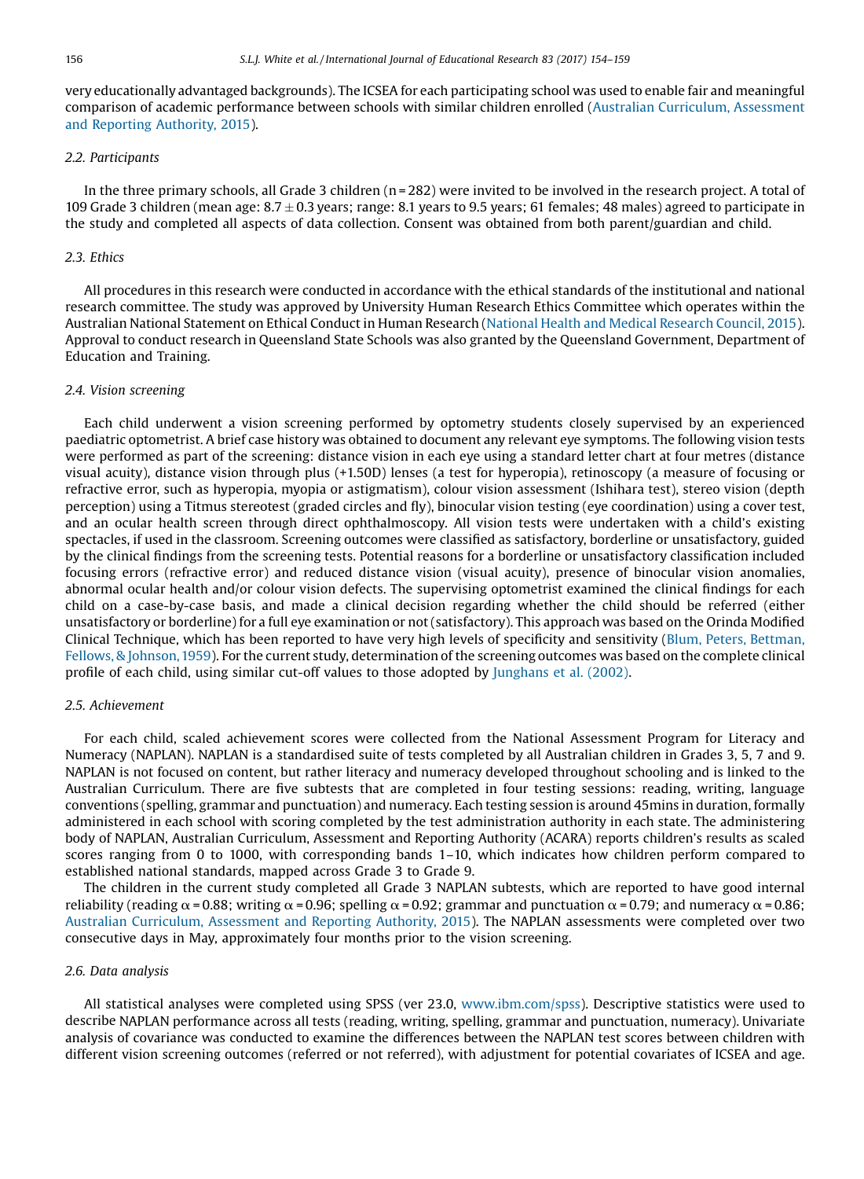very educationally advantaged backgrounds). The ICSEA for each participating school was used to enable fair and meaningful comparison of academic performance between schools with similar children enrolled (Australian Curriculum, Assessment and Reporting Authority, 2015).

### 2.2. Participants

In the three primary schools, all Grade 3 children (n = 282) were invited to be involved in the research project. A total of 109 Grade 3 children (mean age: 8.7 ± 0.3 years; range: 8.1 years to 9.5 years; 61 females; 48 males) agreed to participate in the study and completed all aspects of data collection. Consent was obtained from both parent/guardian and child.

### 2.3. Ethics

All procedures in this research were conducted in accordance with the ethical standards of the institutional and national research committee. The study was approved by University Human Research Ethics Committee which operates within the Australian National Statement on Ethical Conduct in Human Research (National Health and Medical Research Council, 2015). Approval to conduct research in Queensland State Schools was also granted by the Queensland Government, Department of Education and Training.

### 2.4. Vision screening

Each child underwent a vision screening performed by optometry students closely supervised by an experienced paediatric optometrist. A brief case history was obtained to document any relevant eye symptoms. The following vision tests were performed as part of the screening: distance vision in each eye using a standard letter chart at four metres (distance visual acuity), distance vision through plus (+1.50D) lenses (a test for hyperopia), retinoscopy (a measure of focusing or refractive error, such as hyperopia, myopia or astigmatism), colour vision assessment (Ishihara test), stereo vision (depth perception) using a Titmus stereotest (graded circles and fly), binocular vision testing (eye coordination) using a cover test, and an ocular health screen through direct ophthalmoscopy. All vision tests were undertaken with a child's existing spectacles, if used in the classroom. Screening outcomes were classified as satisfactory, borderline or unsatisfactory, guided by the clinical findings from the screening tests. Potential reasons for a borderline or unsatisfactory classification included focusing errors (refractive error) and reduced distance vision (visual acuity), presence of binocular vision anomalies, abnormal ocular health and/or colour vision defects. The supervising optometrist examined the clinical findings for each child on a case-by-case basis, and made a clinical decision regarding whether the child should be referred (either unsatisfactory or borderline) for a full eye examination or not (satisfactory). This approach was based on the Orinda Modified Clinical Technique, which has been reported to have very high levels of specificity and sensitivity (Blum, Peters, Bettman, Fellows, & Johnson, 1959). For the current study, determination of the screening outcomes was based on the complete clinical profile of each child, using similar cut-off values to those adopted by Junghans et al. (2002).

### 2.5. Achievement

For each child, scaled achievement scores were collected from the National Assessment Program for Literacy and Numeracy (NAPLAN). NAPLAN is a standardised suite of tests completed by all Australian children in Grades 3, 5, 7 and 9. NAPLAN is not focused on content, but rather literacy and numeracy developed throughout schooling and is linked to the Australian Curriculum. There are five subtests that are completed in four testing sessions: reading, writing, language conventions (spelling, grammar and punctuation) and numeracy. Each testing session is around 45mins in duration, formally administered in each school with scoring completed by the test administration authority in each state. The administering body of NAPLAN, Australian Curriculum, Assessment and Reporting Authority (ACARA) reports children's results as scaled scores ranging from 0 to 1000, with corresponding bands 1–10, which indicates how children perform compared to established national standards, mapped across Grade 3 to Grade 9.

The children in the current study completed all Grade 3 NAPLAN subtests, which are reported to have good internal reliability (reading $\alpha = 0.88$; writing $\alpha = 0.96$; spelling $\alpha = 0.92$; grammar and punctuation $\alpha = 0.79$; and numeracy $\alpha = 0.86$; Australian Curriculum, Assessment and Reporting Authority, 2015). The NAPLAN assessments were completed over two consecutive days in May, approximately four months prior to the vision screening.

### 2.6. Data analysis

All statistical analyses were completed using SPSS (ver 23.0, www.ibm.com/spss). Descriptive statistics were used to describe NAPLAN performance across all tests (reading, writing, spelling, grammar and punctuation, numeracy). Univariate analysis of covariance was conducted to examine the differences between the NAPLAN test scores between children with different vision screening outcomes (referred or not referred), with adjustment for potential covariates of ICSEA and age.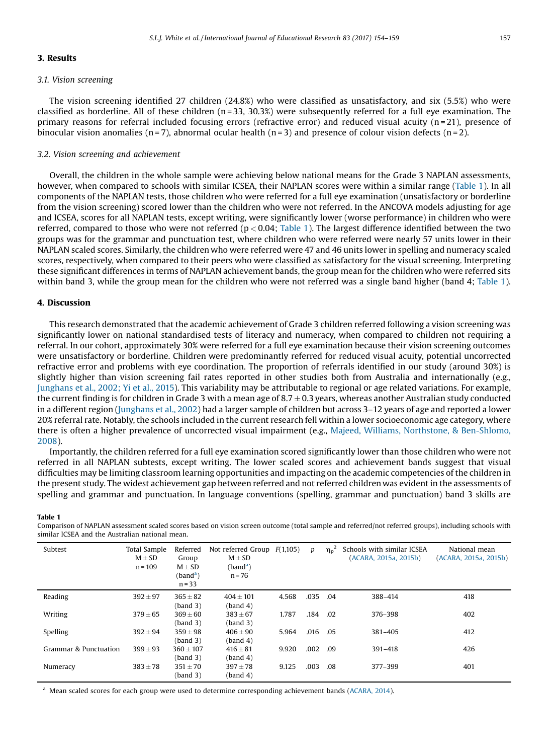## 3. Results

### 3.1. Vision screening

The vision screening identified 27 children (24.8%) who were classified as unsatisfactory, and six (5.5%) who were classified as borderline. All of these children (n = 33, 30.3%) were subsequently referred for a full eye examination. The primary reasons for referral included focusing errors (refractive error) and reduced visual acuity (n = 21), presence of binocular vision anomalies (n = 7), abnormal ocular health (n = 3) and presence of colour vision defects (n = 2).

### 3.2. Vision screening and achievement

Overall, the children in the whole sample were achieving below national means for the Grade 3 NAPLAN assessments, however, when compared to schools with similar ICSEA, their NAPLAN scores were within a similar range (Table 1). In all components of the NAPLAN tests, those children who were referred for a full eye examination (unsatisfactory or borderline from the vision screening) scored lower than the children who were not referred. In the ANCOVA models adjusting for age and ICSEA, scores for all NAPLAN tests, except writing, were significantly lower (worse performance) in children who were referred, compared to those who were not referred ($p < 0.04$; Table 1). The largest difference identified between the two groups was for the grammar and punctuation test, where children who were referred were nearly 57 units lower in their NAPLAN scaled scores. Similarly, the children who were referred were 47 and 46 units lower in spelling and numeracy scaled scores, respectively, when compared to their peers who were classified as satisfactory for the visual screening. Interpreting these significant differences in terms of NAPLAN achievement bands, the group mean for the children who were referred sits within band 3, while the group mean for the children who were not referred was a single band higher (band 4; Table 1).

## 4. Discussion

This research demonstrated that the academic achievement of Grade 3 children referred following a vision screening was significantly lower on national standardised tests of literacy and numeracy, when compared to children not requiring a referral. In our cohort, approximately 30% were referred for a full eye examination because their vision screening outcomes were unsatisfactory or borderline. Children were predominantly referred for reduced visual acuity, potential uncorrected refractive error and problems with eye coordination. The proportion of referrals identified in our study (around 30%) is slightly higher than vision screening fail rates reported in other studies both from Australia and internationally (e.g., Junghans et al., 2002; Yi et al., 2015). This variability may be attributable to regional or age related variations. For example, the current finding is for children in Grade 3 with a mean age of 8.7 ± 0.3 years, whereas another Australian study conducted in a different region (Junghans et al., 2002) had a larger sample of children but across 3–12 years of age and reported a lower 20% referral rate. Notably, the schools included in the current research fell within a lower socioeconomic age category, where there is often a higher prevalence of uncorrected visual impairment (e.g., Majeed, Williams, Northstone, & Ben-Shlomo, 2008).

Importantly, the children referred for a full eye examination scored significantly lower than those children who were not referred in all NAPLAN subtests, except writing. The lower scaled scores and achievement bands suggest that visual difficulties may be limiting classroom learning opportunities and impacting on the academic competencies of the children in the present study. The widest achievement gap between referred and not referred children was evident in the assessments of spelling and grammar and punctuation. In language conventions (spelling, grammar and punctuation) band 3 skills are

**Table 1**
Comparison of NAPLAN assessment scaled scores based on vision screen outcome (total sample and referred/not referred groups), including schools with similar ICSEA and the Australian national mean.

| Subtest | Total Sample M ± SD n = 109 | Referred Group M ± SD (band[a]) n = 33 | Not referred Group M ± SD (band[a]) n = 76 | $F(1,105)$ | $p$ | $\eta_p^2$ | Schools with similar ICSEA (ACARA, 2015a, 2015b) | National mean (ACARA, 2015a, 2015b) |
|---|---|---|---|---|---|---|---|---|
| Reading | 392 ± 97 | 365 ± 82 (band 3) | 404 ± 101 (band 4) | 4.568 | .035 | .04 | 388–414 | 418 |
| Writing | 379 ± 65 | 369 ± 60 (band 3) | 383 ± 67 (band 3) | 1.787 | .184 | .02 | 376–398 | 402 |
| Spelling | 392 ± 94 | 359 ± 98 (band 3) | 406 ± 90 (band 4) | 5.964 | .016 | .05 | 381–405 | 412 |
| Grammar & Punctuation | 399 ± 93 | 360 ± 107 (band 3) | 416 ± 81 (band 4) | 9.920 | .002 | .09 | 391–418 | 426 |
| Numeracy | 383 ± 78 | 351 ± 70 (band 3) | 397 ± 78 (band 4) | 9.125 | .003 | .08 | 377–399 | 401 |

[a] Mean scaled scores for each group were used to determine corresponding achievement bands (ACARA, 2014).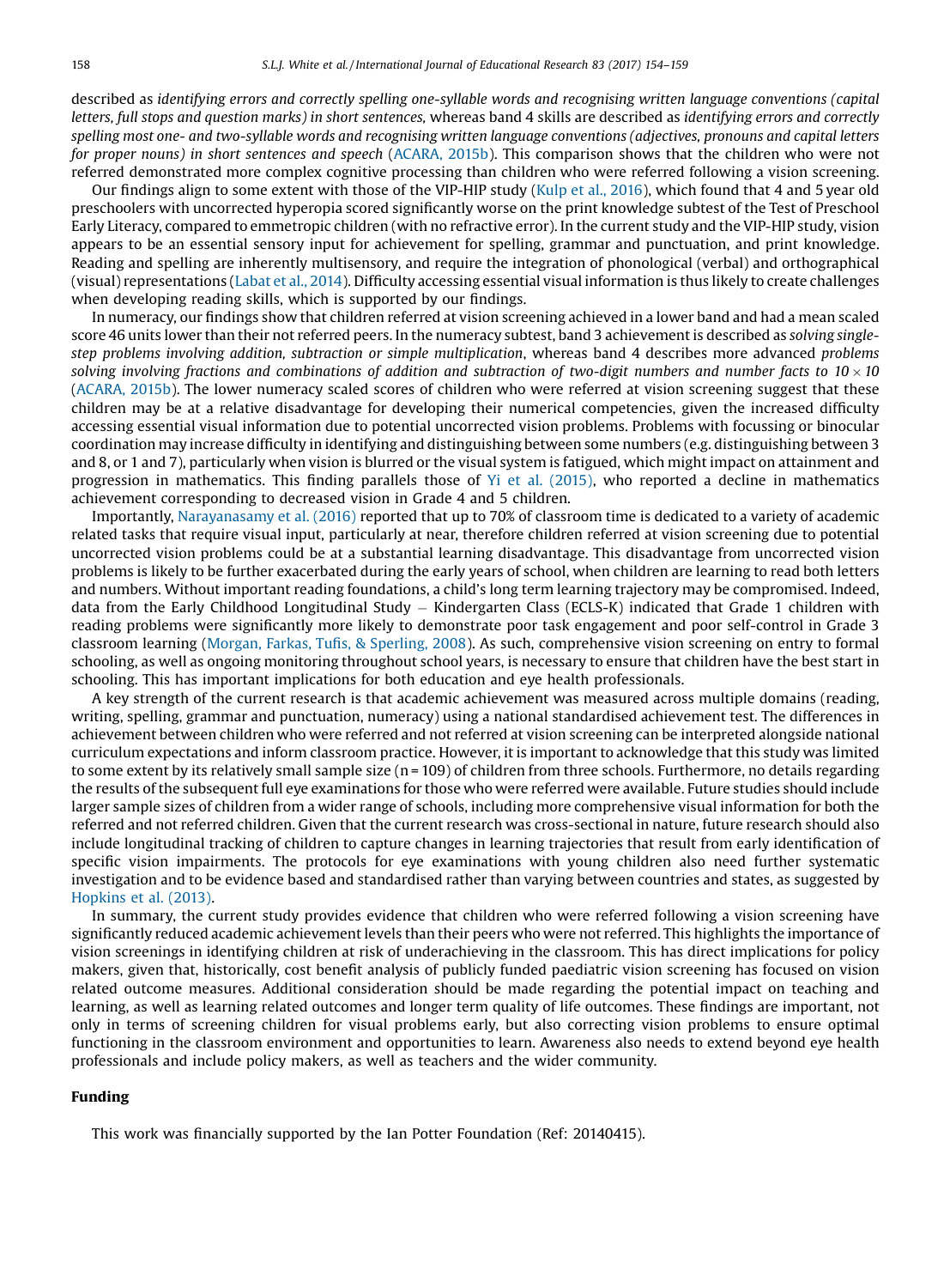described as *identifying errors and correctly spelling one-syllable words and recognising written language conventions (capital letters, full stops and question marks) in short sentences,* whereas band 4 skills are described as *identifying errors and correctly spelling most one- and two-syllable words and recognising written language conventions (adjectives, pronouns and capital letters for proper nouns) in short sentences and speech* (ACARA, 2015b). This comparison shows that the children who were not referred demonstrated more complex cognitive processing than children who were referred following a vision screening.

Our findings align to some extent with those of the VIP-HIP study (Kulp et al., 2016), which found that 4 and 5 year old preschoolers with uncorrected hyperopia scored significantly worse on the print knowledge subtest of the Test of Preschool Early Literacy, compared to emmetropic children (with no refractive error). In the current study and the VIP-HIP study, vision appears to be an essential sensory input for achievement for spelling, grammar and punctuation, and print knowledge. Reading and spelling are inherently multisensory, and require the integration of phonological (verbal) and orthographical (visual) representations (Labat et al., 2014). Difficulty accessing essential visual information is thus likely to create challenges when developing reading skills, which is supported by our findings.

In numeracy, our findings show that children referred at vision screening achieved in a lower band and had a mean scaled score 46 units lower than their not referred peers. In the numeracy subtest, band 3 achievement is described as *solving single-step problems involving addition, subtraction or simple multiplication*, whereas band 4 describes more advanced *problems solving involving fractions and combinations of addition and subtraction of two-digit numbers and number facts to 10 × 10* (ACARA, 2015b). The lower numeracy scaled scores of children who were referred at vision screening suggest that these children may be at a relative disadvantage for developing their numerical competencies, given the increased difficulty accessing essential visual information due to potential uncorrected vision problems. Problems with focussing or binocular coordination may increase difficulty in identifying and distinguishing between some numbers (e.g. distinguishing between 3 and 8, or 1 and 7), particularly when vision is blurred or the visual system is fatigued, which might impact on attainment and progression in mathematics. This finding parallels those of Yi et al. (2015), who reported a decline in mathematics achievement corresponding to decreased vision in Grade 4 and 5 children.

Importantly, Narayanasamy et al. (2016) reported that up to 70% of classroom time is dedicated to a variety of academic related tasks that require visual input, particularly at near, therefore children referred at vision screening due to potential uncorrected vision problems could be at a substantial learning disadvantage. This disadvantage from uncorrected vision problems is likely to be further exacerbated during the early years of school, when children are learning to read both letters and numbers. Without important reading foundations, a child's long term learning trajectory may be compromised. Indeed, data from the Early Childhood Longitudinal Study – Kindergarten Class (ECLS-K) indicated that Grade 1 children with reading problems were significantly more likely to demonstrate poor task engagement and poor self-control in Grade 3 classroom learning (Morgan, Farkas, Tufis, & Sperling, 2008). As such, comprehensive vision screening on entry to formal schooling, as well as ongoing monitoring throughout school years, is necessary to ensure that children have the best start in schooling. This has important implications for both education and eye health professionals.

A key strength of the current research is that academic achievement was measured across multiple domains (reading, writing, spelling, grammar and punctuation, numeracy) using a national standardised achievement test. The differences in achievement between children who were referred and not referred at vision screening can be interpreted alongside national curriculum expectations and inform classroom practice. However, it is important to acknowledge that this study was limited to some extent by its relatively small sample size (n = 109) of children from three schools. Furthermore, no details regarding the results of the subsequent full eye examinations for those who were referred were available. Future studies should include larger sample sizes of children from a wider range of schools, including more comprehensive visual information for both the referred and not referred children. Given that the current research was cross-sectional in nature, future research should also include longitudinal tracking of children to capture changes in learning trajectories that result from early identification of specific vision impairments. The protocols for eye examinations with young children also need further systematic investigation and to be evidence based and standardised rather than varying between countries and states, as suggested by Hopkins et al. (2013).

In summary, the current study provides evidence that children who were referred following a vision screening have significantly reduced academic achievement levels than their peers who were not referred. This highlights the importance of vision screenings in identifying children at risk of underachieving in the classroom. This has direct implications for policy makers, given that, historically, cost benefit analysis of publicly funded paediatric vision screening has focused on vision related outcome measures. Additional consideration should be made regarding the potential impact on teaching and learning, as well as learning related outcomes and longer term quality of life outcomes. These findings are important, not only in terms of screening children for visual problems early, but also correcting vision problems to ensure optimal functioning in the classroom environment and opportunities to learn. Awareness also needs to extend beyond eye health professionals and include policy makers, as well as teachers and the wider community.

## Funding

This work was financially supported by the Ian Potter Foundation (Ref: 20140415).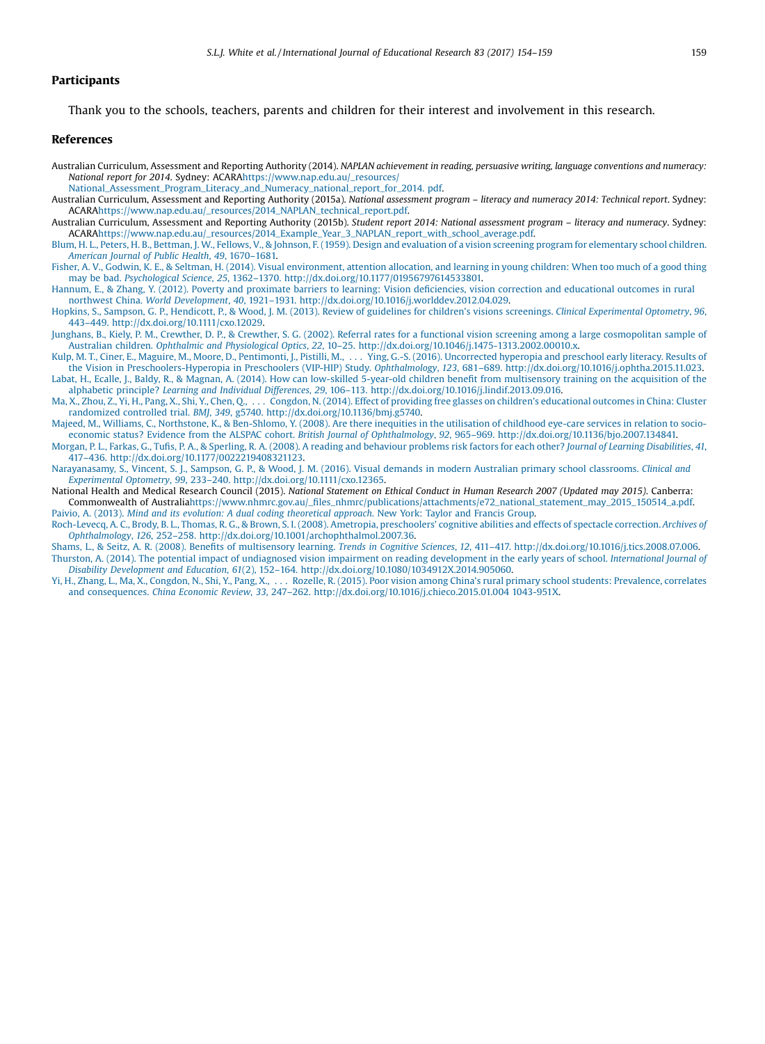## Participants

Thank you to the schools, teachers, parents and children for their interest and involvement in this research.

## References

Australian Curriculum, Assessment and Reporting Authority (2014). *NAPLAN achievement in reading, persuasive writing, language conventions and numeracy: National report for 2014*. Sydney: ACARAhttps://www.nap.edu.au/_resources/National_Assessment_Program_Literacy_and_Numeracy_national_report_for_2014. pdf.

Australian Curriculum, Assessment and Reporting Authority (2015a). *National assessment program – literacy and numeracy 2014: Technical report*. Sydney: ACARAhttps://www.nap.edu.au/_resources/2014_NAPLAN_technical_report.pdf.

Australian Curriculum, Assessment and Reporting Authority (2015b). *Student report 2014: National assessment program – literacy and numeracy*. Sydney: ACARAhttps://www.nap.edu.au/_resources/2014_Example_Year_3_NAPLAN_report_with_school_average.pdf.

Blum, H. L., Peters, H. B., Bettman, J. W., Fellows, V., & Johnson, F. (1959). Design and evaluation of a vision screening program for elementary school children. *American Journal of Public Health*, *49*, 1670–1681.

Fisher, A. V., Godwin, K. E., & Seltman, H. (2014). Visual environment, attention allocation, and learning in young children: When too much of a good thing may be bad. *Psychological Science*, *25*, 1362–1370. http://dx.doi.org/10.1177/0956797614533801.

Hannum, E., & Zhang, Y. (2012). Poverty and proximate barriers to learning: Vision deficiencies, vision correction and educational outcomes in rural northwest China. *World Development*, *40*, 1921–1931. http://dx.doi.org/10.1016/j.worlddev.2012.04.029.

Hopkins, S., Sampson, G. P., Hendicott, P., & Wood, J. M. (2013). Review of guidelines for children's visions screenings. *Clinical Experimental Optometry*, *96*, 443–449. http://dx.doi.org/10.1111/cxo.12029.

Junghans, B., Kiely, P. M., Crewther, D. P., & Crewther, S. G. (2002). Referral rates for a functional vision screening among a large cosmopolitan sample of Australian children. *Ophthalmic and Physiological Optics*, *22*, 10–25. http://dx.doi.org/10.1046/j.1475-1313.2002.00010.x.

Kulp, M. T., Ciner, E., Maguire, M., Moore, D., Pentimonti, J., Pistilli, M., . . . Ying, G.-S. (2016). Uncorrected hyperopia and preschool early literacy. Results of the Vision in Preschoolers-Hyperopia in Preschoolers (VIP-HIP) Study. *Ophthalmology*, *123*, 681–689. http://dx.doi.org/10.1016/j.ophtha.2015.11.023.

Labat, H., Ecalle, J., Baldy, R., & Magnan, A. (2014). How can low-skilled 5-year-old children benefit from multisensory training on the acquisition of the alphabetic principle? *Learning and Individual Differences*, *29*, 106–113. http://dx.doi.org/10.1016/j.lindif.2013.09.016.

Ma, X., Zhou, Z., Yi, H., Pang, X., Shi, Y., Chen, Q., . . . Congdon, N. (2014). Effect of providing free glasses on children's educational outcomes in China: Cluster randomized controlled trial. *BMJ*, *349*, g5740. http://dx.doi.org/10.1136/bmj.g5740.

Majeed, M., Williams, C., Northstone, K., & Ben-Shlomo, Y. (2008). Are there inequities in the utilisation of childhood eye-care services in relation to socio-economic status? Evidence from the ALSPAC cohort. *British Journal of Ophthalmology*, *92*, 965–969. http://dx.doi.org/10.1136/bjo.2007.134841.

Morgan, P. L., Farkas, G., Tufis, P. A., & Sperling, R. A. (2008). A reading and behaviour problems risk factors for each other? *Journal of Learning Disabilities*, *41*, 417–436. http://dx.doi.org/10.1177/0022219408321123.

Narayanasamy, S., Vincent, S. J., Sampson, G. P., & Wood, J. M. (2016). Visual demands in modern Australian primary school classrooms. *Clinical and Experimental Optometry*, *99*, 233–240. http://dx.doi.org/10.1111/cxo.12365.

National Health and Medical Research Council (2015). *National Statement on Ethical Conduct in Human Research 2007 (Updated may 2015)*. Canberra: Commonwealth of Australiahttps://www.nhmrc.gov.au/_files_nhmrc/publications/attachments/e72_national_statement_may_2015_150514_a.pdf.

Paivio, A. (2013). *Mind and its evolution: A dual coding theoretical approach*. New York: Taylor and Francis Group.

Roch-Levecq, A. C., Brody, B. L., Thomas, R. G., & Brown, S. I. (2008). Ametropia, preschoolers' cognitive abilities and effects of spectacle correction. *Archives of Ophthalmology*, *126*, 252–258. http://dx.doi.org/10.1001/archophthalmol.2007.36.

Shams, L., & Seitz, A. R. (2008). Benefits of multisensory learning. *Trends in Cognitive Sciences*, *12*, 411–417. http://dx.doi.org/10.1016/j.tics.2008.07.006.

Thurston, A. (2014). The potential impact of undiagnosed vision impairment on reading development in the early years of school. *International Journal of Disability Development and Education*, *61*(2), 152–164. http://dx.doi.org/10.1080/1034912X.2014.905060.

Yi, H., Zhang, L., Ma, X., Congdon, N., Shi, Y., Pang, X., . . . Rozelle, R. (2015). Poor vision among China's rural primary school students: Prevalence, correlates and consequences. *China Economic Review*, *33*, 247–262. http://dx.doi.org/10.1016/j.chieco.2015.01.004 1043-951X.